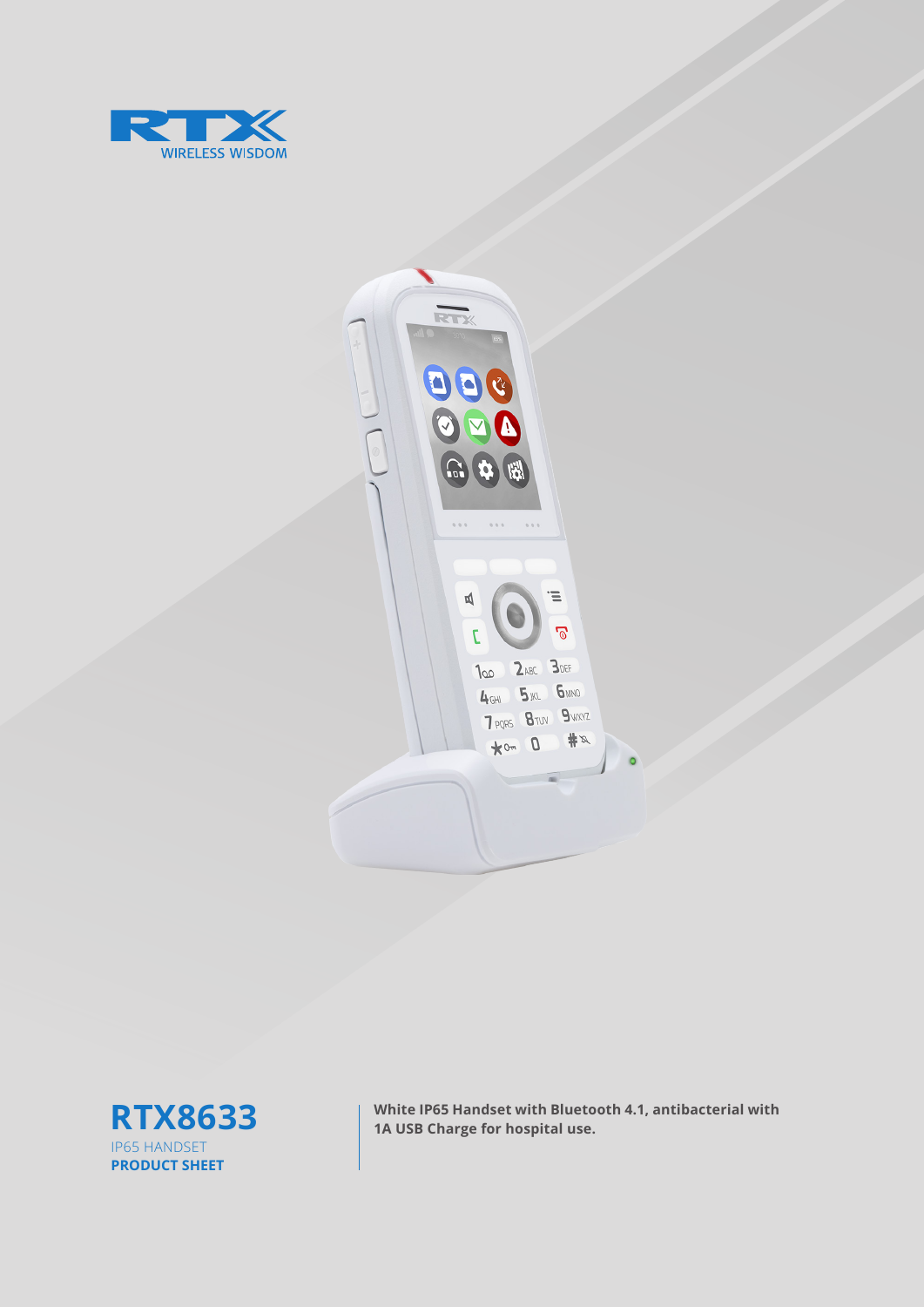RTX
WIRELESS WISDOM

# RTX8633

IP65 HANDSET

**PRODUCT SHEET**

**White IP65 Handset with Bluetooth 4.1, antibacterial with 1A USB Charge for hospital use.**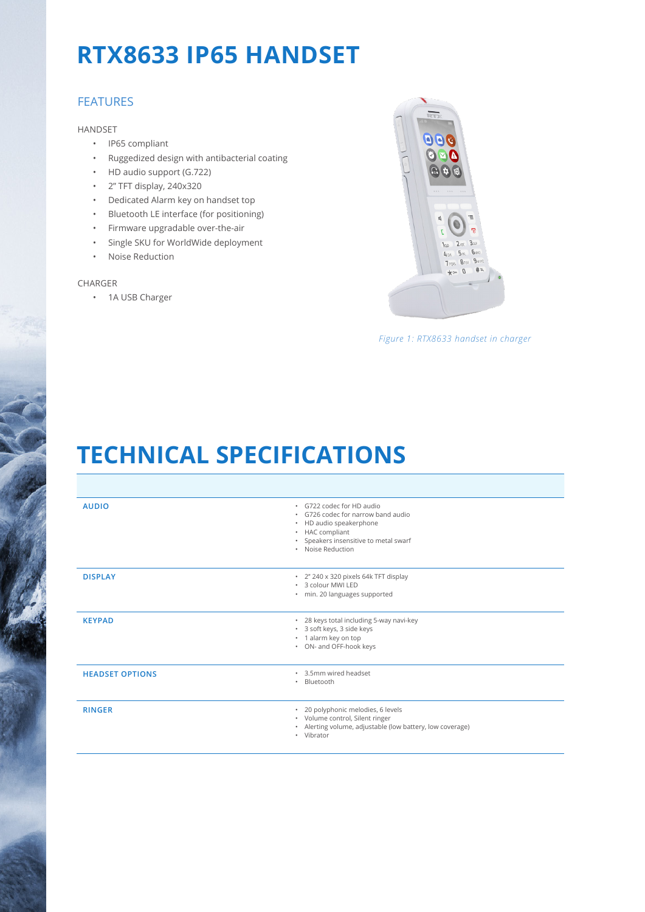# RTX8633 IP65 HANDSET

## FEATURES

HANDSET

- IP65 compliant
- Ruggedized design with antibacterial coating
- HD audio support (G.722)
- 2" TFT display, 240x320
- Dedicated Alarm key on handset top
- Bluetooth LE interface (for positioning)
- Firmware upgradable over-the-air
- Single SKU for WorldWide deployment
- Noise Reduction

CHARGER

- 1A USB Charger

*Figure 1: RTX8633 handset in charger*

# TECHNICAL SPECIFICATIONS

| | |
|---|---|
| **AUDIO** | • G722 codec for HD audio<br>• G726 codec for narrow band audio<br>• HD audio speakerphone<br>• HAC compliant<br>• Speakers insensitive to metal swarf<br>• Noise Reduction |
| **DISPLAY** | • 2" 240 x 320 pixels 64k TFT display<br>• 3 colour MWI LED<br>• min. 20 languages supported |
| **KEYPAD** | • 28 keys total including 5-way navi-key<br>• 3 soft keys, 3 side keys<br>• 1 alarm key on top<br>• ON- and OFF-hook keys |
| **HEADSET OPTIONS** | • 3.5mm wired headset<br>• Bluetooth |
| **RINGER** | • 20 polyphonic melodies, 6 levels<br>• Volume control, Silent ringer<br>• Alerting volume, adjustable (low battery, low coverage)<br>• Vibrator |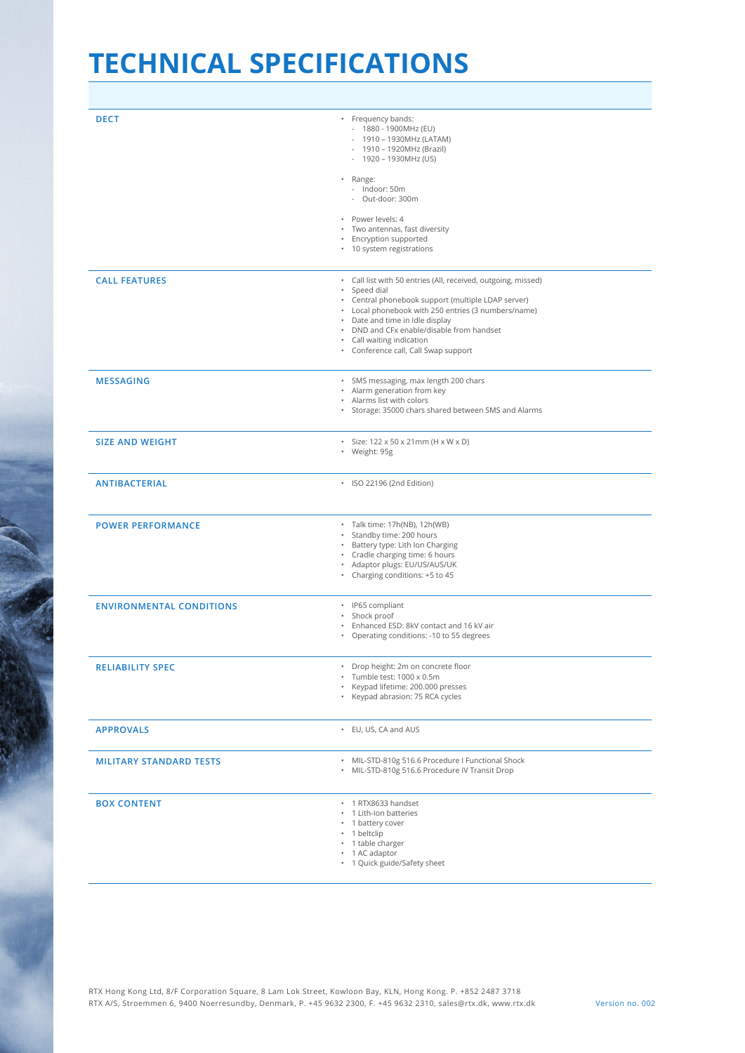# TECHNICAL SPECIFICATIONS

| | |
|---|---|
| **DECT** | • Frequency bands:<br>- 1880 - 1900MHz (EU)<br>- 1910 – 1930MHz (LATAM)<br>- 1910 – 1920MHz (Brazil)<br>- 1920 – 1930MHz (US)<br><br>• Range:<br>- Indoor: 50m<br>- Out-door: 300m<br><br>• Power levels: 4<br>• Two antennas, fast diversity<br>• Encryption supported<br>• 10 system registrations |
| **CALL FEATURES** | • Call list with 50 entries (All, received, outgoing, missed)<br>• Speed dial<br>• Central phonebook support (multiple LDAP server)<br>• Local phonebook with 250 entries (3 numbers/name)<br>• Date and time in Idle display<br>• DND and CFx enable/disable from handset<br>• Call waiting indication<br>• Conference call, Call Swap support |
| **MESSAGING** | • SMS messaging, max length 200 chars<br>• Alarm generation from key<br>• Alarms list with colors<br>• Storage: 35000 chars shared between SMS and Alarms |
| **SIZE AND WEIGHT** | • Size: 122 x 50 x 21mm (H x W x D)<br>• Weight: 95g |
| **ANTIBACTERIAL** | • ISO 22196 (2nd Edition) |
| **POWER PERFORMANCE** | • Talk time: 17h(NB), 12h(WB)<br>• Standby time: 200 hours<br>• Battery type: Lith Ion Charging<br>• Cradle charging time: 6 hours<br>• Adaptor plugs: EU/US/AUS/UK<br>• Charging conditions: +5 to 45 |
| **ENVIRONMENTAL CONDITIONS** | • IP65 compliant<br>• Shock proof<br>• Enhanced ESD: 8kV contact and 16 kV air<br>• Operating conditions: -10 to 55 degrees |
| **RELIABILITY SPEC** | • Drop height: 2m on concrete floor<br>• Tumble test: 1000 x 0.5m<br>• Keypad lifetime: 200.000 presses<br>• Keypad abrasion: 75 RCA cycles |
| **APPROVALS** | • EU, US, CA and AUS |
| **MILITARY STANDARD TESTS** | • MIL-STD-810g 516.6 Procedure I Functional Shock<br>• MIL-STD-810g 516.6 Procedure IV Transit Drop |
| **BOX CONTENT** | • 1 RTX8633 handset<br>• 1 Lith-Ion batteries<br>• 1 battery cover<br>• 1 beltclip<br>• 1 table charger<br>• 1 AC adaptor<br>• 1 Quick guide/Safety sheet |

RTX Hong Kong Ltd, 8/F Corporation Square, 8 Lam Lok Street, Kowloon Bay, KLN, Hong Kong. P. +852 2487 3718
RTX A/S, Stroemmen 6, 9400 Noerresundby, Denmark, P. +45 9632 2300, F. +45 9632 2310, sales@rtx.dk, www.rtx.dk

Version no. 002